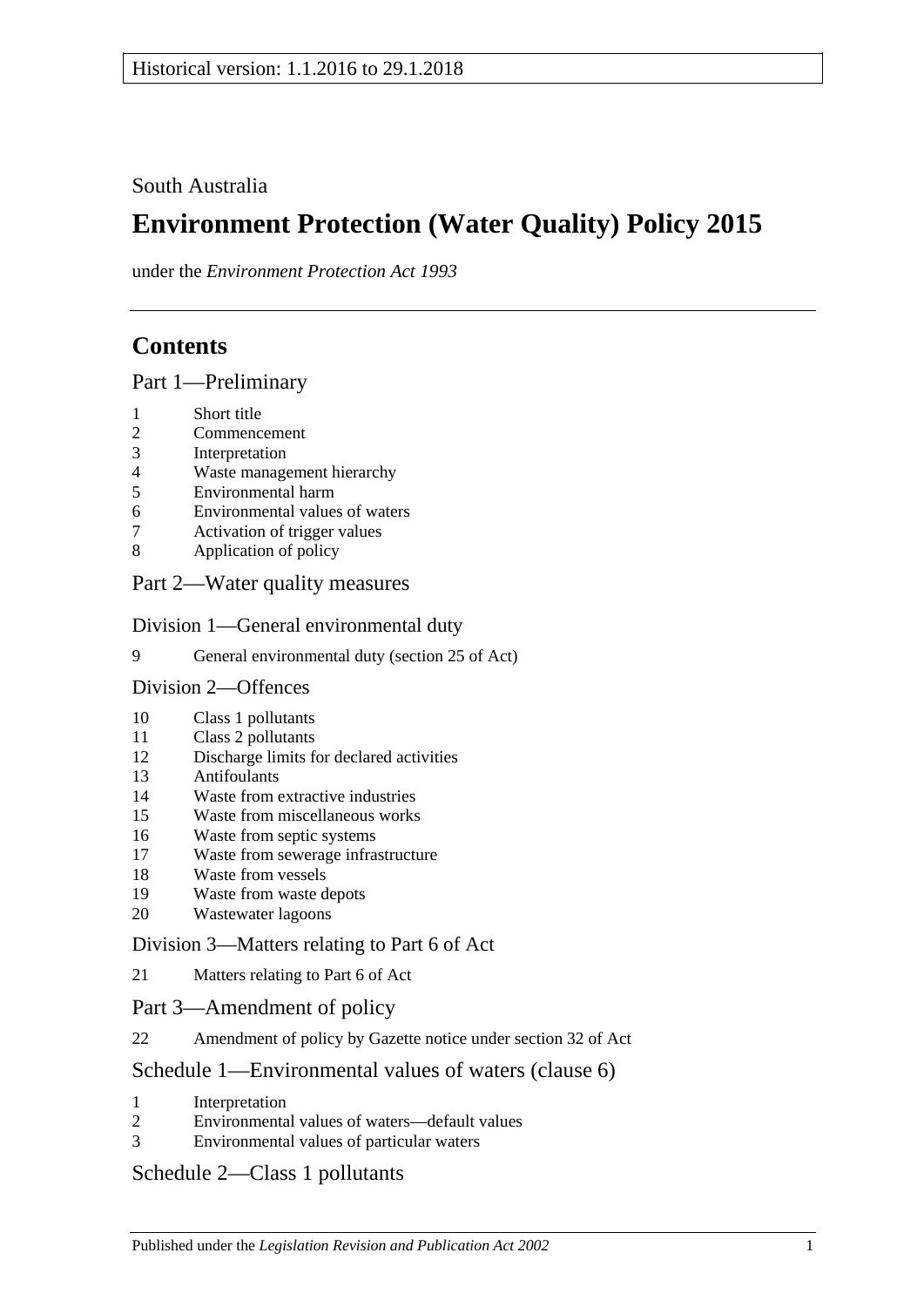Historical version: 1.1.2016 to 29.1.2018

South Australia

# Environment Protection (Water Quality) Policy 2015

under the *Environment Protection Act 1993*

## Contents

### Part 1—Preliminary

1 Short title
2 Commencement
3 Interpretation
4 Waste management hierarchy
5 Environmental harm
6 Environmental values of waters
7 Activation of trigger values
8 Application of policy

### Part 2—Water quality measures

#### Division 1—General environmental duty

9 General environmental duty (section 25 of Act)

#### Division 2—Offences

10 Class 1 pollutants
11 Class 2 pollutants
12 Discharge limits for declared activities
13 Antifoulants
14 Waste from extractive industries
15 Waste from miscellaneous works
16 Waste from septic systems
17 Waste from sewerage infrastructure
18 Waste from vessels
19 Waste from waste depots
20 Wastewater lagoons

#### Division 3—Matters relating to Part 6 of Act

21 Matters relating to Part 6 of Act

### Part 3—Amendment of policy

22 Amendment of policy by Gazette notice under section 32 of Act

### Schedule 1—Environmental values of waters (clause 6)

1 Interpretation
2 Environmental values of waters—default values
3 Environmental values of particular waters

### Schedule 2—Class 1 pollutants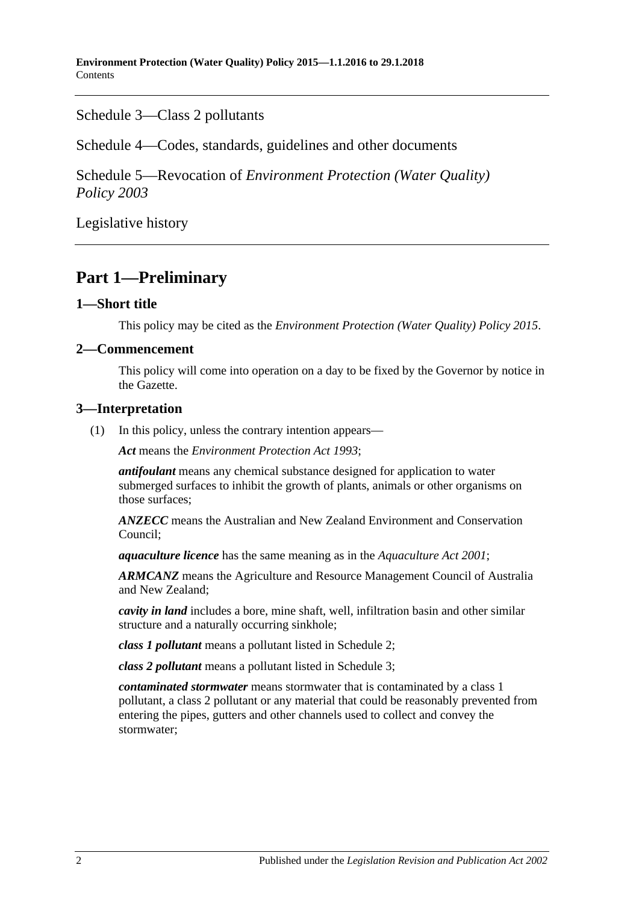Schedule 3—Class 2 pollutants

Schedule 4—Codes, standards, guidelines and other documents

Schedule 5—Revocation of *Environment Protection (Water Quality) Policy 2003*

Legislative history

# Part 1—Preliminary

## 1—Short title

This policy may be cited as the *Environment Protection (Water Quality) Policy 2015*.

## 2—Commencement

This policy will come into operation on a day to be fixed by the Governor by notice in the Gazette.

## 3—Interpretation

(1) In this policy, unless the contrary intention appears—

***Act*** means the *Environment Protection Act 1993*;

***antifoulant*** means any chemical substance designed for application to water submerged surfaces to inhibit the growth of plants, animals or other organisms on those surfaces;

***ANZECC*** means the Australian and New Zealand Environment and Conservation Council;

***aquaculture licence*** has the same meaning as in the *Aquaculture Act 2001*;

***ARMCANZ*** means the Agriculture and Resource Management Council of Australia and New Zealand;

***cavity in land*** includes a bore, mine shaft, well, infiltration basin and other similar structure and a naturally occurring sinkhole;

***class 1 pollutant*** means a pollutant listed in Schedule 2;

***class 2 pollutant*** means a pollutant listed in Schedule 3;

***contaminated stormwater*** means stormwater that is contaminated by a class 1 pollutant, a class 2 pollutant or any material that could be reasonably prevented from entering the pipes, gutters and other channels used to collect and convey the stormwater;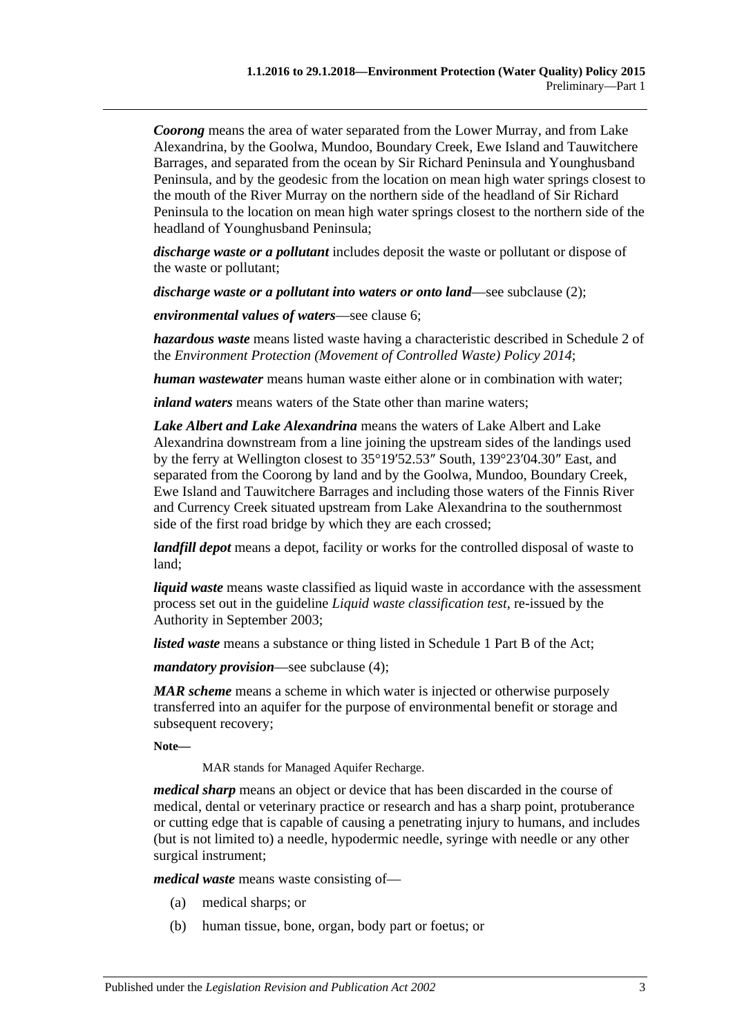***Coorong*** means the area of water separated from the Lower Murray, and from Lake Alexandrina, by the Goolwa, Mundoo, Boundary Creek, Ewe Island and Tauwitchere Barrages, and separated from the ocean by Sir Richard Peninsula and Younghusband Peninsula, and by the geodesic from the location on mean high water springs closest to the mouth of the River Murray on the northern side of the headland of Sir Richard Peninsula to the location on mean high water springs closest to the northern side of the headland of Younghusband Peninsula;

***discharge waste or a pollutant*** includes deposit the waste or pollutant or dispose of the waste or pollutant;

***discharge waste or a pollutant into waters or onto land***—see subclause (2);

***environmental values of waters***—see clause 6;

***hazardous waste*** means listed waste having a characteristic described in Schedule 2 of the *Environment Protection (Movement of Controlled Waste) Policy 2014*;

***human wastewater*** means human waste either alone or in combination with water;

***inland waters*** means waters of the State other than marine waters;

***Lake Albert and Lake Alexandrina*** means the waters of Lake Albert and Lake Alexandrina downstream from a line joining the upstream sides of the landings used by the ferry at Wellington closest to 35°19′52.53″ South, 139°23′04.30″ East, and separated from the Coorong by land and by the Goolwa, Mundoo, Boundary Creek, Ewe Island and Tauwitchere Barrages and including those waters of the Finnis River and Currency Creek situated upstream from Lake Alexandrina to the southernmost side of the first road bridge by which they are each crossed;

***landfill depot*** means a depot, facility or works for the controlled disposal of waste to land;

***liquid waste*** means waste classified as liquid waste in accordance with the assessment process set out in the guideline *Liquid waste classification test*, re-issued by the Authority in September 2003;

***listed waste*** means a substance or thing listed in Schedule 1 Part B of the Act;

***mandatory provision***—see subclause (4);

***MAR scheme*** means a scheme in which water is injected or otherwise purposely transferred into an aquifer for the purpose of environmental benefit or storage and subsequent recovery;

**Note—**

MAR stands for Managed Aquifer Recharge.

***medical sharp*** means an object or device that has been discarded in the course of medical, dental or veterinary practice or research and has a sharp point, protuberance or cutting edge that is capable of causing a penetrating injury to humans, and includes (but is not limited to) a needle, hypodermic needle, syringe with needle or any other surgical instrument;

***medical waste*** means waste consisting of—

(a) medical sharps; or

(b) human tissue, bone, organ, body part or foetus; or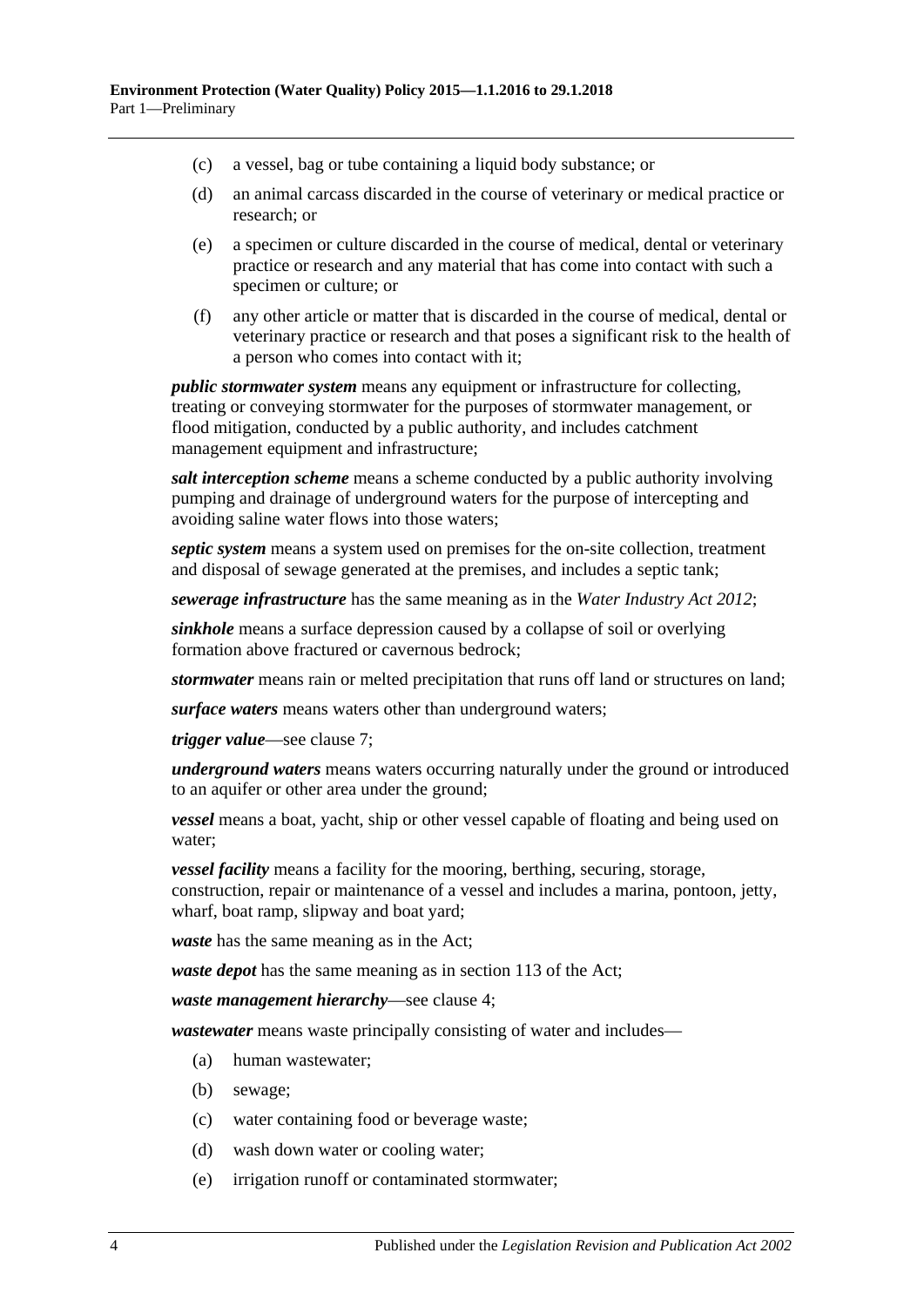(c) a vessel, bag or tube containing a liquid body substance; or

(d) an animal carcass discarded in the course of veterinary or medical practice or research; or

(e) a specimen or culture discarded in the course of medical, dental or veterinary practice or research and any material that has come into contact with such a specimen or culture; or

(f) any other article or matter that is discarded in the course of medical, dental or veterinary practice or research and that poses a significant risk to the health of a person who comes into contact with it;

***public stormwater system*** means any equipment or infrastructure for collecting, treating or conveying stormwater for the purposes of stormwater management, or flood mitigation, conducted by a public authority, and includes catchment management equipment and infrastructure;

***salt interception scheme*** means a scheme conducted by a public authority involving pumping and drainage of underground waters for the purpose of intercepting and avoiding saline water flows into those waters;

***septic system*** means a system used on premises for the on-site collection, treatment and disposal of sewage generated at the premises, and includes a septic tank;

***sewerage infrastructure*** has the same meaning as in the *Water Industry Act 2012*;

***sinkhole*** means a surface depression caused by a collapse of soil or overlying formation above fractured or cavernous bedrock;

***stormwater*** means rain or melted precipitation that runs off land or structures on land;

***surface waters*** means waters other than underground waters;

***trigger value***—see clause 7;

***underground waters*** means waters occurring naturally under the ground or introduced to an aquifer or other area under the ground;

***vessel*** means a boat, yacht, ship or other vessel capable of floating and being used on water;

***vessel facility*** means a facility for the mooring, berthing, securing, storage, construction, repair or maintenance of a vessel and includes a marina, pontoon, jetty, wharf, boat ramp, slipway and boat yard;

***waste*** has the same meaning as in the Act;

***waste depot*** has the same meaning as in section 113 of the Act;

***waste management hierarchy***—see clause 4;

***wastewater*** means waste principally consisting of water and includes—

(a) human wastewater;

(b) sewage;

(c) water containing food or beverage waste;

(d) wash down water or cooling water;

(e) irrigation runoff or contaminated stormwater;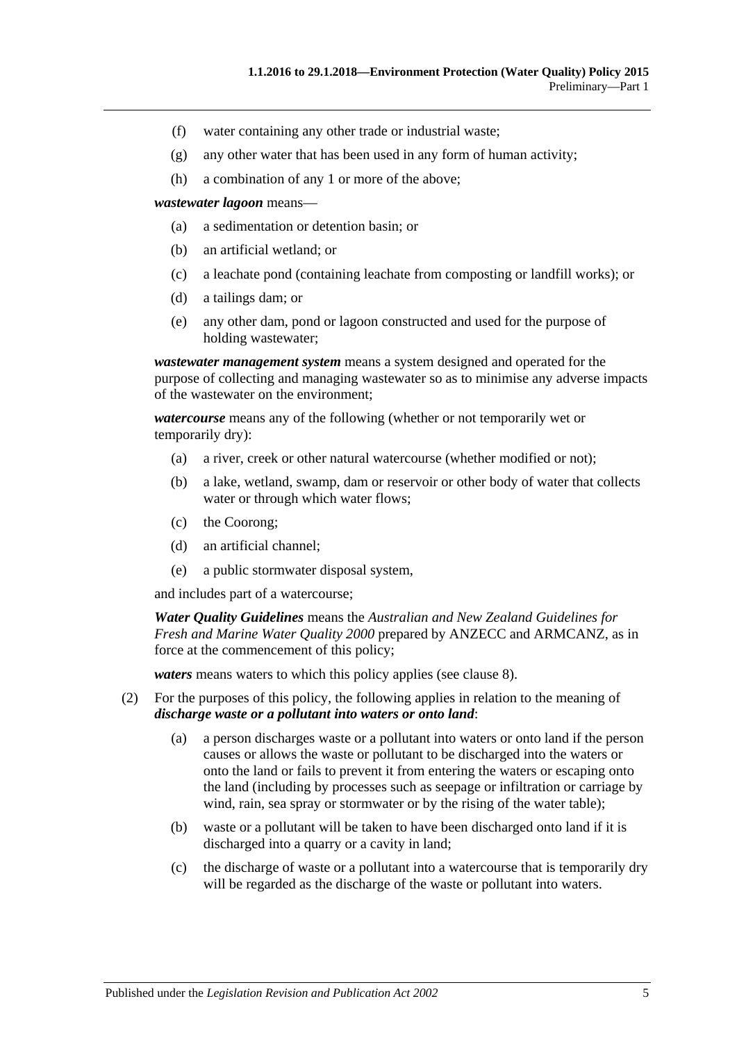(f) water containing any other trade or industrial waste;

(g) any other water that has been used in any form of human activity;

(h) a combination of any 1 or more of the above;

***wastewater lagoon*** means—

(a) a sedimentation or detention basin; or

(b) an artificial wetland; or

(c) a leachate pond (containing leachate from composting or landfill works); or

(d) a tailings dam; or

(e) any other dam, pond or lagoon constructed and used for the purpose of holding wastewater;

***wastewater management system*** means a system designed and operated for the purpose of collecting and managing wastewater so as to minimise any adverse impacts of the wastewater on the environment;

***watercourse*** means any of the following (whether or not temporarily wet or temporarily dry):

(a) a river, creek or other natural watercourse (whether modified or not);

(b) a lake, wetland, swamp, dam or reservoir or other body of water that collects water or through which water flows;

(c) the Coorong;

(d) an artificial channel;

(e) a public stormwater disposal system,

and includes part of a watercourse;

***Water Quality Guidelines*** means the *Australian and New Zealand Guidelines for Fresh and Marine Water Quality 2000* prepared by ANZECC and ARMCANZ, as in force at the commencement of this policy;

***waters*** means waters to which this policy applies (see clause 8).

(2) For the purposes of this policy, the following applies in relation to the meaning of ***discharge waste or a pollutant into waters or onto land***:

(a) a person discharges waste or a pollutant into waters or onto land if the person causes or allows the waste or pollutant to be discharged into the waters or onto the land or fails to prevent it from entering the waters or escaping onto the land (including by processes such as seepage or infiltration or carriage by wind, rain, sea spray or stormwater or by the rising of the water table);

(b) waste or a pollutant will be taken to have been discharged onto land if it is discharged into a quarry or a cavity in land;

(c) the discharge of waste or a pollutant into a watercourse that is temporarily dry will be regarded as the discharge of the waste or pollutant into waters.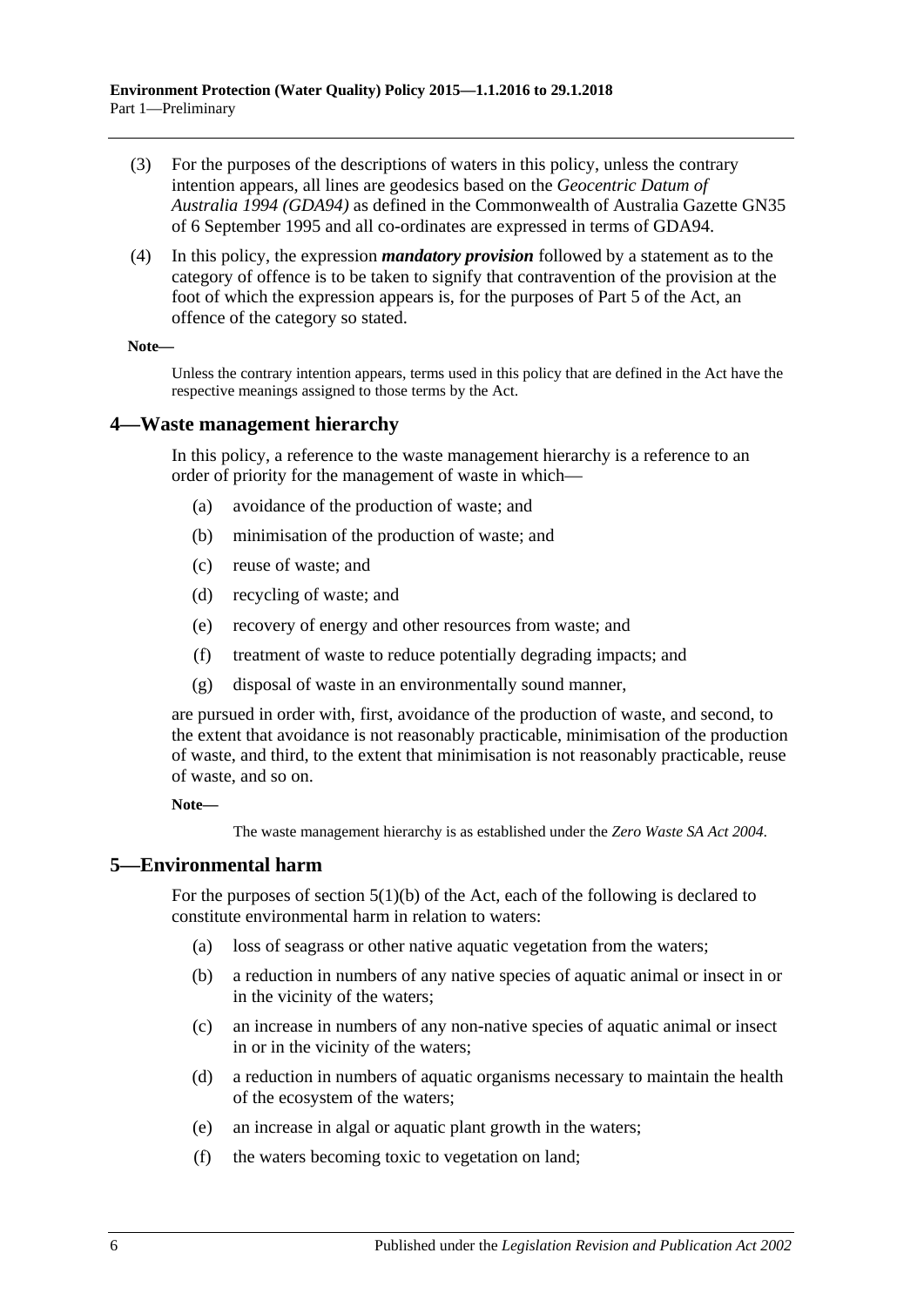(3) For the purposes of the descriptions of waters in this policy, unless the contrary intention appears, all lines are geodesics based on the *Geocentric Datum of Australia 1994 (GDA94)* as defined in the Commonwealth of Australia Gazette GN35 of 6 September 1995 and all co-ordinates are expressed in terms of GDA94.

(4) In this policy, the expression ***mandatory provision*** followed by a statement as to the category of offence is to be taken to signify that contravention of the provision at the foot of which the expression appears is, for the purposes of Part 5 of the Act, an offence of the category so stated.

**Note—**

Unless the contrary intention appears, terms used in this policy that are defined in the Act have the respective meanings assigned to those terms by the Act.

## 4—Waste management hierarchy

In this policy, a reference to the waste management hierarchy is a reference to an order of priority for the management of waste in which—

(a) avoidance of the production of waste; and

(b) minimisation of the production of waste; and

(c) reuse of waste; and

(d) recycling of waste; and

(e) recovery of energy and other resources from waste; and

(f) treatment of waste to reduce potentially degrading impacts; and

(g) disposal of waste in an environmentally sound manner,

are pursued in order with, first, avoidance of the production of waste, and second, to the extent that avoidance is not reasonably practicable, minimisation of the production of waste, and third, to the extent that minimisation is not reasonably practicable, reuse of waste, and so on.

**Note—**

The waste management hierarchy is as established under the *Zero Waste SA Act 2004*.

## 5—Environmental harm

For the purposes of section 5(1)(b) of the Act, each of the following is declared to constitute environmental harm in relation to waters:

(a) loss of seagrass or other native aquatic vegetation from the waters;

(b) a reduction in numbers of any native species of aquatic animal or insect in or in the vicinity of the waters;

(c) an increase in numbers of any non-native species of aquatic animal or insect in or in the vicinity of the waters;

(d) a reduction in numbers of aquatic organisms necessary to maintain the health of the ecosystem of the waters;

(e) an increase in algal or aquatic plant growth in the waters;

(f) the waters becoming toxic to vegetation on land;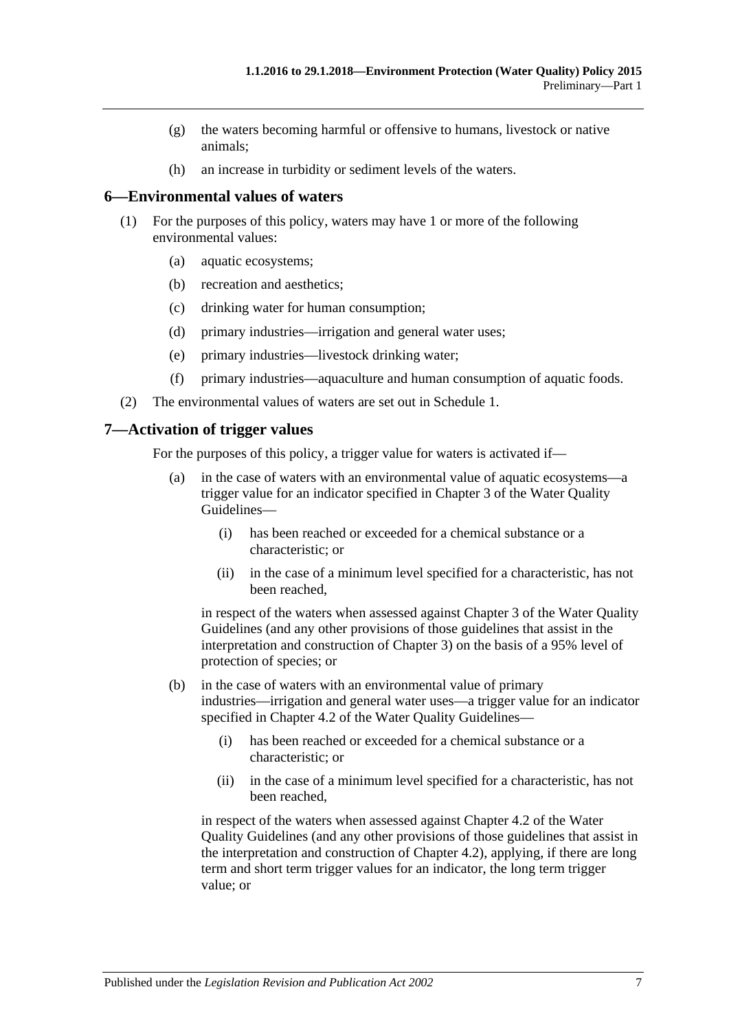(g) the waters becoming harmful or offensive to humans, livestock or native animals;

(h) an increase in turbidity or sediment levels of the waters.

## 6—Environmental values of waters

(1) For the purposes of this policy, waters may have 1 or more of the following environmental values:

(a) aquatic ecosystems;

(b) recreation and aesthetics;

(c) drinking water for human consumption;

(d) primary industries—irrigation and general water uses;

(e) primary industries—livestock drinking water;

(f) primary industries—aquaculture and human consumption of aquatic foods.

(2) The environmental values of waters are set out in Schedule 1.

## 7—Activation of trigger values

For the purposes of this policy, a trigger value for waters is activated if—

(a) in the case of waters with an environmental value of aquatic ecosystems—a trigger value for an indicator specified in Chapter 3 of the Water Quality Guidelines—

(i) has been reached or exceeded for a chemical substance or a characteristic; or

(ii) in the case of a minimum level specified for a characteristic, has not been reached,

in respect of the waters when assessed against Chapter 3 of the Water Quality Guidelines (and any other provisions of those guidelines that assist in the interpretation and construction of Chapter 3) on the basis of a 95% level of protection of species; or

(b) in the case of waters with an environmental value of primary industries—irrigation and general water uses—a trigger value for an indicator specified in Chapter 4.2 of the Water Quality Guidelines—

(i) has been reached or exceeded for a chemical substance or a characteristic; or

(ii) in the case of a minimum level specified for a characteristic, has not been reached,

in respect of the waters when assessed against Chapter 4.2 of the Water Quality Guidelines (and any other provisions of those guidelines that assist in the interpretation and construction of Chapter 4.2), applying, if there are long term and short term trigger values for an indicator, the long term trigger value; or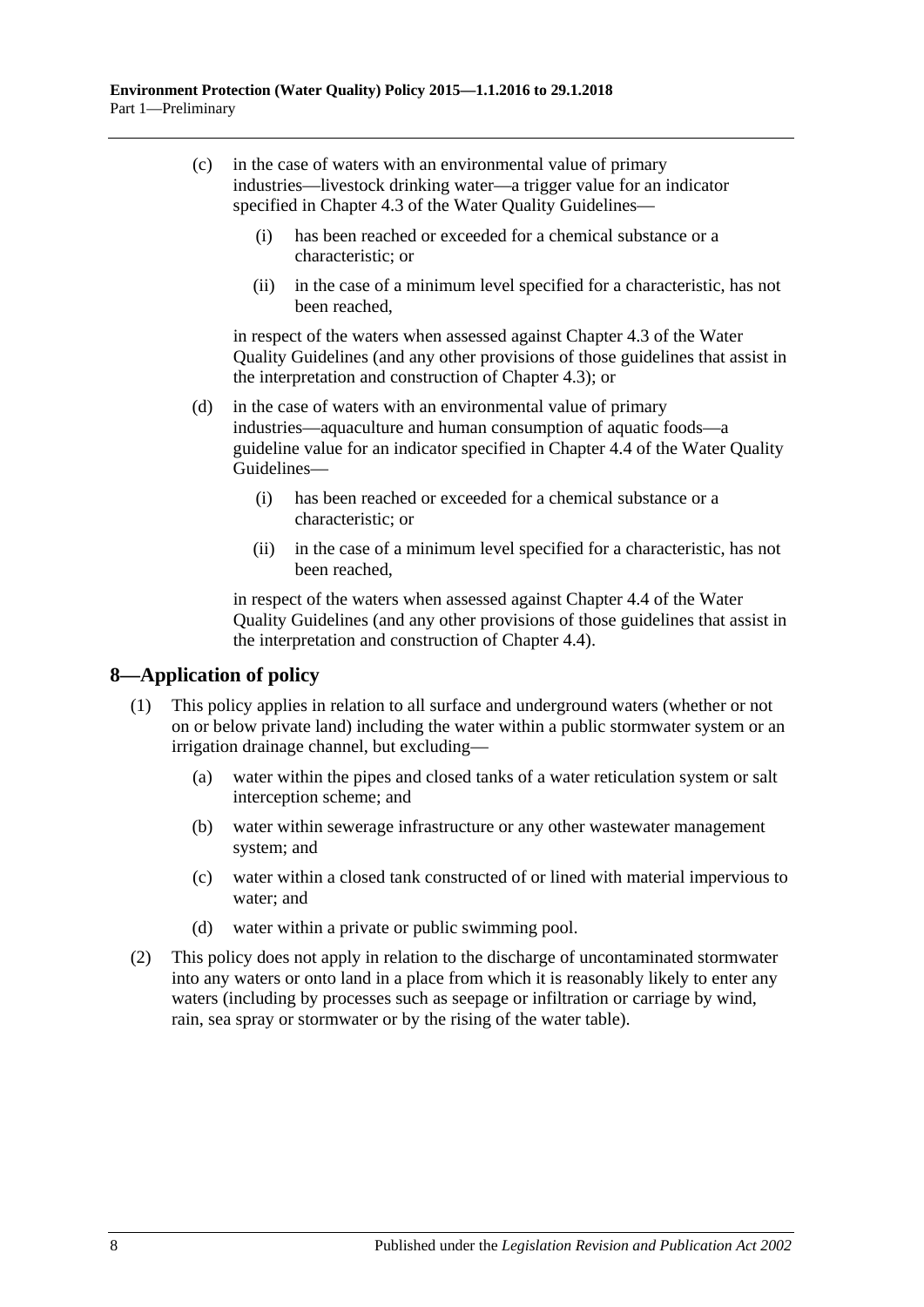(c) in the case of waters with an environmental value of primary industries—livestock drinking water—a trigger value for an indicator specified in Chapter 4.3 of the Water Quality Guidelines—

  (i) has been reached or exceeded for a chemical substance or a characteristic; or

  (ii) in the case of a minimum level specified for a characteristic, has not been reached,

  in respect of the waters when assessed against Chapter 4.3 of the Water Quality Guidelines (and any other provisions of those guidelines that assist in the interpretation and construction of Chapter 4.3); or

(d) in the case of waters with an environmental value of primary industries—aquaculture and human consumption of aquatic foods—a guideline value for an indicator specified in Chapter 4.4 of the Water Quality Guidelines—

  (i) has been reached or exceeded for a chemical substance or a characteristic; or

  (ii) in the case of a minimum level specified for a characteristic, has not been reached,

  in respect of the waters when assessed against Chapter 4.4 of the Water Quality Guidelines (and any other provisions of those guidelines that assist in the interpretation and construction of Chapter 4.4).

## 8—Application of policy

(1) This policy applies in relation to all surface and underground waters (whether or not on or below private land) including the water within a public stormwater system or an irrigation drainage channel, but excluding—

  (a) water within the pipes and closed tanks of a water reticulation system or salt interception scheme; and

  (b) water within sewerage infrastructure or any other wastewater management system; and

  (c) water within a closed tank constructed of or lined with material impervious to water; and

  (d) water within a private or public swimming pool.

(2) This policy does not apply in relation to the discharge of uncontaminated stormwater into any waters or onto land in a place from which it is reasonably likely to enter any waters (including by processes such as seepage or infiltration or carriage by wind, rain, sea spray or stormwater or by the rising of the water table).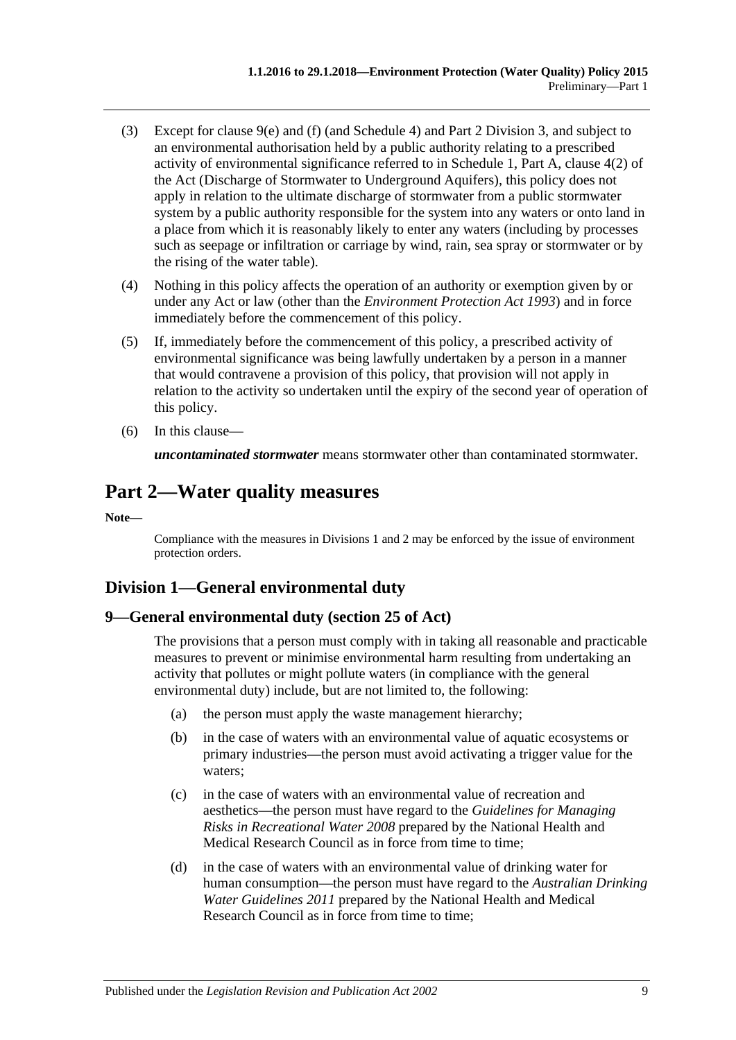(3) Except for clause 9(e) and (f) (and Schedule 4) and Part 2 Division 3, and subject to an environmental authorisation held by a public authority relating to a prescribed activity of environmental significance referred to in Schedule 1, Part A, clause 4(2) of the Act (Discharge of Stormwater to Underground Aquifers), this policy does not apply in relation to the ultimate discharge of stormwater from a public stormwater system by a public authority responsible for the system into any waters or onto land in a place from which it is reasonably likely to enter any waters (including by processes such as seepage or infiltration or carriage by wind, rain, sea spray or stormwater or by the rising of the water table).

(4) Nothing in this policy affects the operation of an authority or exemption given by or under any Act or law (other than the *Environment Protection Act 1993*) and in force immediately before the commencement of this policy.

(5) If, immediately before the commencement of this policy, a prescribed activity of environmental significance was being lawfully undertaken by a person in a manner that would contravene a provision of this policy, that provision will not apply in relation to the activity so undertaken until the expiry of the second year of operation of this policy.

(6) In this clause—

***uncontaminated stormwater*** means stormwater other than contaminated stormwater.

# Part 2—Water quality measures

**Note—**

Compliance with the measures in Divisions 1 and 2 may be enforced by the issue of environment protection orders.

## Division 1—General environmental duty

### 9—General environmental duty (section 25 of Act)

The provisions that a person must comply with in taking all reasonable and practicable measures to prevent or minimise environmental harm resulting from undertaking an activity that pollutes or might pollute waters (in compliance with the general environmental duty) include, but are not limited to, the following:

(a) the person must apply the waste management hierarchy;

(b) in the case of waters with an environmental value of aquatic ecosystems or primary industries—the person must avoid activating a trigger value for the waters;

(c) in the case of waters with an environmental value of recreation and aesthetics—the person must have regard to the *Guidelines for Managing Risks in Recreational Water 2008* prepared by the National Health and Medical Research Council as in force from time to time;

(d) in the case of waters with an environmental value of drinking water for human consumption—the person must have regard to the *Australian Drinking Water Guidelines 2011* prepared by the National Health and Medical Research Council as in force from time to time;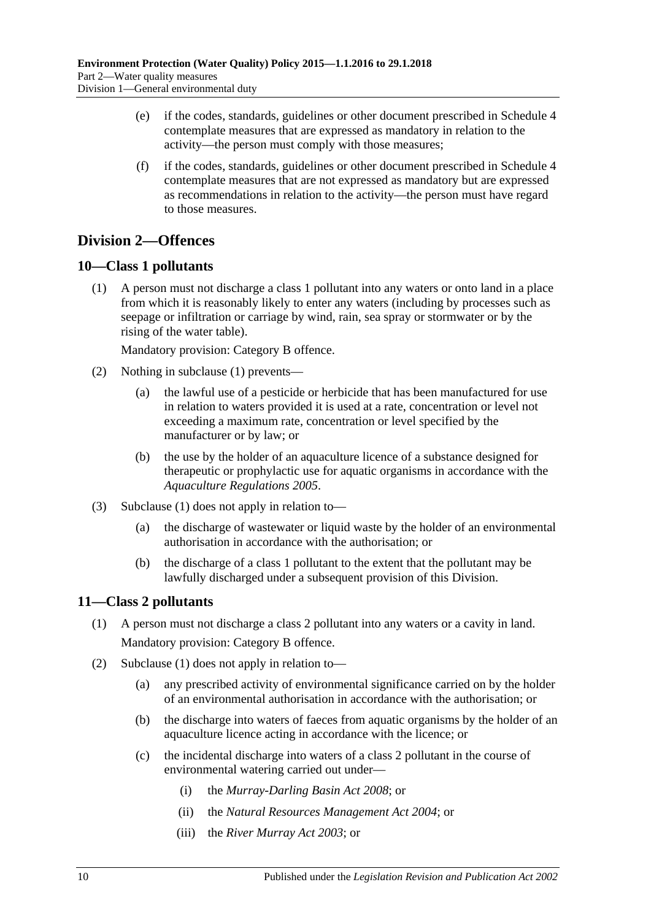(e) if the codes, standards, guidelines or other document prescribed in Schedule 4 contemplate measures that are expressed as mandatory in relation to the activity—the person must comply with those measures;

(f) if the codes, standards, guidelines or other document prescribed in Schedule 4 contemplate measures that are not expressed as mandatory but are expressed as recommendations in relation to the activity—the person must have regard to those measures.

## Division 2—Offences

### 10—Class 1 pollutants

(1) A person must not discharge a class 1 pollutant into any waters or onto land in a place from which it is reasonably likely to enter any waters (including by processes such as seepage or infiltration or carriage by wind, rain, sea spray or stormwater or by the rising of the water table).

Mandatory provision: Category B offence.

(2) Nothing in subclause (1) prevents—

(a) the lawful use of a pesticide or herbicide that has been manufactured for use in relation to waters provided it is used at a rate, concentration or level not exceeding a maximum rate, concentration or level specified by the manufacturer or by law; or

(b) the use by the holder of an aquaculture licence of a substance designed for therapeutic or prophylactic use for aquatic organisms in accordance with the *Aquaculture Regulations 2005*.

(3) Subclause (1) does not apply in relation to—

(a) the discharge of wastewater or liquid waste by the holder of an environmental authorisation in accordance with the authorisation; or

(b) the discharge of a class 1 pollutant to the extent that the pollutant may be lawfully discharged under a subsequent provision of this Division.

### 11—Class 2 pollutants

(1) A person must not discharge a class 2 pollutant into any waters or a cavity in land.

Mandatory provision: Category B offence.

(2) Subclause (1) does not apply in relation to—

(a) any prescribed activity of environmental significance carried on by the holder of an environmental authorisation in accordance with the authorisation; or

(b) the discharge into waters of faeces from aquatic organisms by the holder of an aquaculture licence acting in accordance with the licence; or

(c) the incidental discharge into waters of a class 2 pollutant in the course of environmental watering carried out under—

(i) the *Murray-Darling Basin Act 2008*; or

(ii) the *Natural Resources Management Act 2004*; or

(iii) the *River Murray Act 2003*; or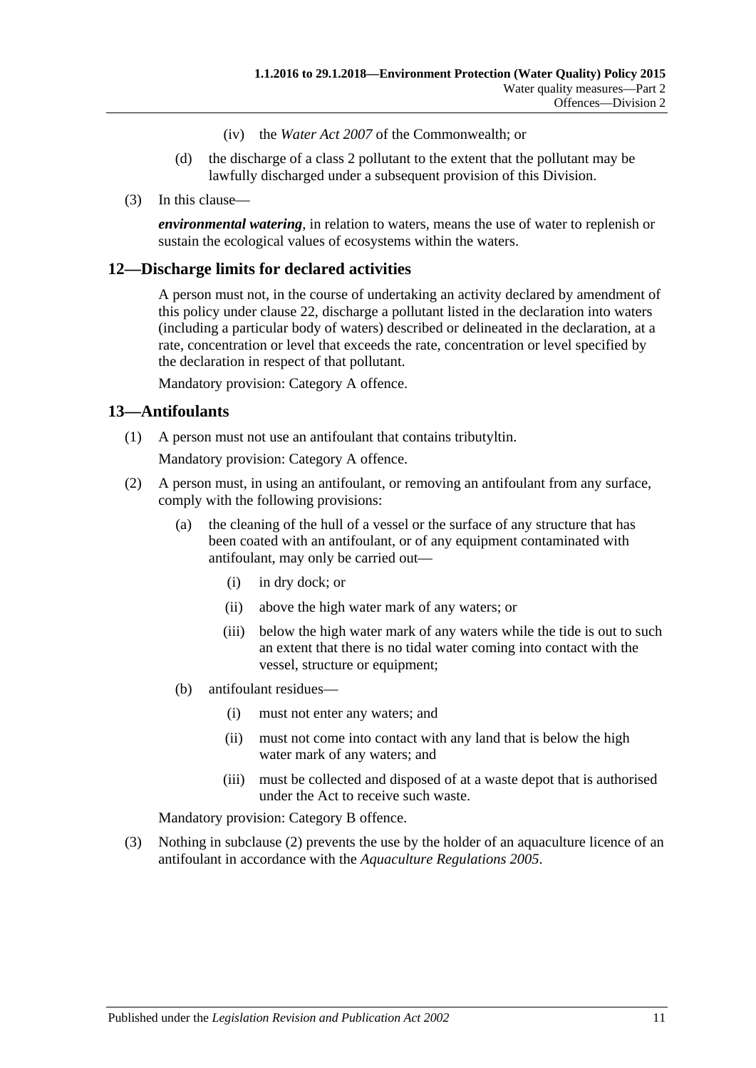(iv) the *Water Act 2007* of the Commonwealth; or

(d) the discharge of a class 2 pollutant to the extent that the pollutant may be lawfully discharged under a subsequent provision of this Division.

(3) In this clause—

***environmental watering***, in relation to waters, means the use of water to replenish or sustain the ecological values of ecosystems within the waters.

## 12—Discharge limits for declared activities

A person must not, in the course of undertaking an activity declared by amendment of this policy under clause 22, discharge a pollutant listed in the declaration into waters (including a particular body of waters) described or delineated in the declaration, at a rate, concentration or level that exceeds the rate, concentration or level specified by the declaration in respect of that pollutant.

Mandatory provision: Category A offence.

## 13—Antifoulants

(1) A person must not use an antifoulant that contains tributyltin.

Mandatory provision: Category A offence.

(2) A person must, in using an antifoulant, or removing an antifoulant from any surface, comply with the following provisions:

(a) the cleaning of the hull of a vessel or the surface of any structure that has been coated with an antifoulant, or of any equipment contaminated with antifoulant, may only be carried out—

(i) in dry dock; or

(ii) above the high water mark of any waters; or

(iii) below the high water mark of any waters while the tide is out to such an extent that there is no tidal water coming into contact with the vessel, structure or equipment;

(b) antifoulant residues—

(i) must not enter any waters; and

(ii) must not come into contact with any land that is below the high water mark of any waters; and

(iii) must be collected and disposed of at a waste depot that is authorised under the Act to receive such waste.

Mandatory provision: Category B offence.

(3) Nothing in subclause (2) prevents the use by the holder of an aquaculture licence of an antifoulant in accordance with the *Aquaculture Regulations 2005*.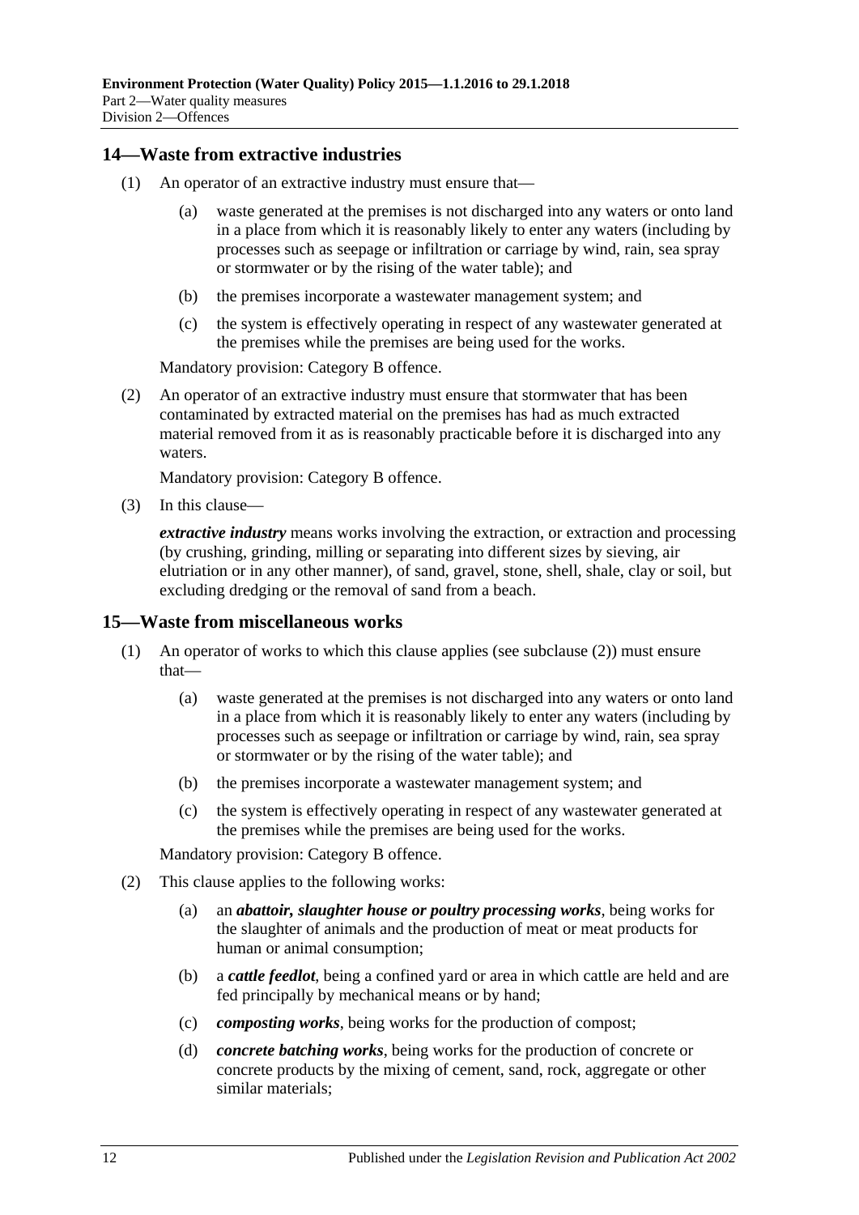## 14—Waste from extractive industries

(1) An operator of an extractive industry must ensure that—

(a) waste generated at the premises is not discharged into any waters or onto land in a place from which it is reasonably likely to enter any waters (including by processes such as seepage or infiltration or carriage by wind, rain, sea spray or stormwater or by the rising of the water table); and

(b) the premises incorporate a wastewater management system; and

(c) the system is effectively operating in respect of any wastewater generated at the premises while the premises are being used for the works.

Mandatory provision: Category B offence.

(2) An operator of an extractive industry must ensure that stormwater that has been contaminated by extracted material on the premises has had as much extracted material removed from it as is reasonably practicable before it is discharged into any waters.

Mandatory provision: Category B offence.

(3) In this clause—

***extractive industry*** means works involving the extraction, or extraction and processing (by crushing, grinding, milling or separating into different sizes by sieving, air elutriation or in any other manner), of sand, gravel, stone, shell, shale, clay or soil, but excluding dredging or the removal of sand from a beach.

## 15—Waste from miscellaneous works

(1) An operator of works to which this clause applies (see subclause (2)) must ensure that—

(a) waste generated at the premises is not discharged into any waters or onto land in a place from which it is reasonably likely to enter any waters (including by processes such as seepage or infiltration or carriage by wind, rain, sea spray or stormwater or by the rising of the water table); and

(b) the premises incorporate a wastewater management system; and

(c) the system is effectively operating in respect of any wastewater generated at the premises while the premises are being used for the works.

Mandatory provision: Category B offence.

(2) This clause applies to the following works:

(a) an ***abattoir, slaughter house or poultry processing works***, being works for the slaughter of animals and the production of meat or meat products for human or animal consumption;

(b) a ***cattle feedlot***, being a confined yard or area in which cattle are held and are fed principally by mechanical means or by hand;

(c) ***composting works***, being works for the production of compost;

(d) ***concrete batching works***, being works for the production of concrete or concrete products by the mixing of cement, sand, rock, aggregate or other similar materials;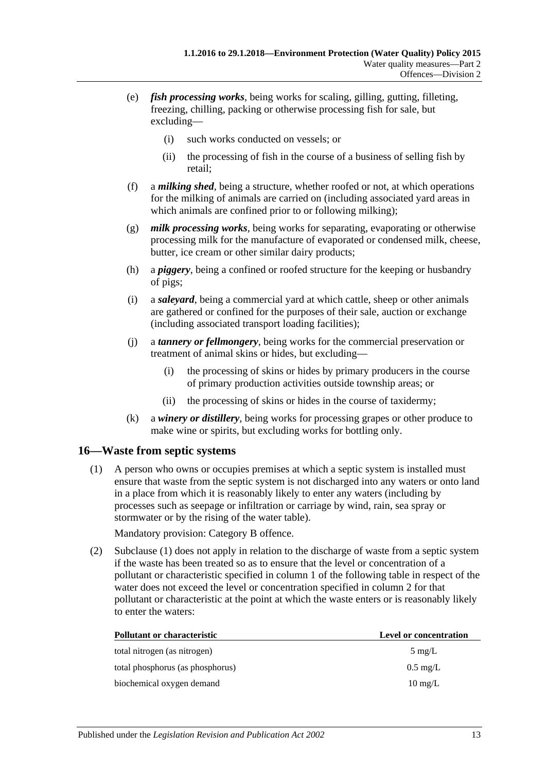(e) ***fish processing works***, being works for scaling, gilling, gutting, filleting, freezing, chilling, packing or otherwise processing fish for sale, but excluding—

 (i) such works conducted on vessels; or

 (ii) the processing of fish in the course of a business of selling fish by retail;

(f) a ***milking shed***, being a structure, whether roofed or not, at which operations for the milking of animals are carried on (including associated yard areas in which animals are confined prior to or following milking);

(g) ***milk processing works***, being works for separating, evaporating or otherwise processing milk for the manufacture of evaporated or condensed milk, cheese, butter, ice cream or other similar dairy products;

(h) a ***piggery***, being a confined or roofed structure for the keeping or husbandry of pigs;

(i) a ***saleyard***, being a commercial yard at which cattle, sheep or other animals are gathered or confined for the purposes of their sale, auction or exchange (including associated transport loading facilities);

(j) a ***tannery or fellmongery***, being works for the commercial preservation or treatment of animal skins or hides, but excluding—

 (i) the processing of skins or hides by primary producers in the course of primary production activities outside township areas; or

 (ii) the processing of skins or hides in the course of taxidermy;

(k) a ***winery or distillery***, being works for processing grapes or other produce to make wine or spirits, but excluding works for bottling only.

## 16—Waste from septic systems

(1) A person who owns or occupies premises at which a septic system is installed must ensure that waste from the septic system is not discharged into any waters or onto land in a place from which it is reasonably likely to enter any waters (including by processes such as seepage or infiltration or carriage by wind, rain, sea spray or stormwater or by the rising of the water table).

Mandatory provision: Category B offence.

(2) Subclause (1) does not apply in relation to the discharge of waste from a septic system if the waste has been treated so as to ensure that the level or concentration of a pollutant or characteristic specified in column 1 of the following table in respect of the water does not exceed the level or concentration specified in column 2 for that pollutant or characteristic at the point at which the waste enters or is reasonably likely to enter the waters:

| **Pollutant or characteristic** | **Level or concentration** |
|---|---|
| total nitrogen (as nitrogen) | 5 mg/L |
| total phosphorus (as phosphorus) | 0.5 mg/L |
| biochemical oxygen demand | 10 mg/L |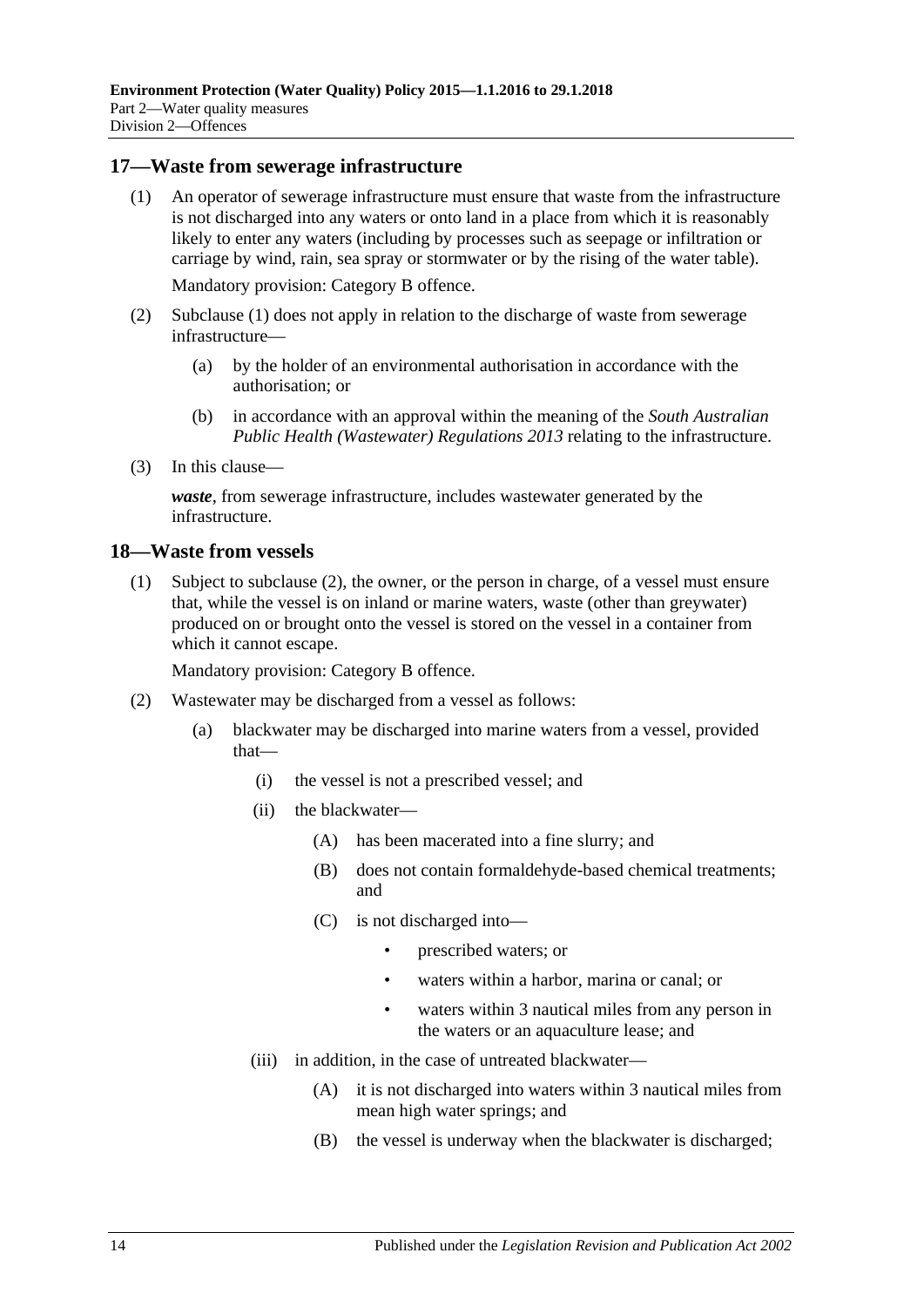## 17—Waste from sewerage infrastructure

(1) An operator of sewerage infrastructure must ensure that waste from the infrastructure is not discharged into any waters or onto land in a place from which it is reasonably likely to enter any waters (including by processes such as seepage or infiltration or carriage by wind, rain, sea spray or stormwater or by the rising of the water table).

Mandatory provision: Category B offence.

(2) Subclause (1) does not apply in relation to the discharge of waste from sewerage infrastructure—

(a) by the holder of an environmental authorisation in accordance with the authorisation; or

(b) in accordance with an approval within the meaning of the *South Australian Public Health (Wastewater) Regulations 2013* relating to the infrastructure.

(3) In this clause—

***waste***, from sewerage infrastructure, includes wastewater generated by the infrastructure.

## 18—Waste from vessels

(1) Subject to subclause (2), the owner, or the person in charge, of a vessel must ensure that, while the vessel is on inland or marine waters, waste (other than greywater) produced on or brought onto the vessel is stored on the vessel in a container from which it cannot escape.

Mandatory provision: Category B offence.

(2) Wastewater may be discharged from a vessel as follows:

(a) blackwater may be discharged into marine waters from a vessel, provided that—

(i) the vessel is not a prescribed vessel; and

(ii) the blackwater—

(A) has been macerated into a fine slurry; and

(B) does not contain formaldehyde-based chemical treatments; and

(C) is not discharged into—

- prescribed waters; or
- waters within a harbor, marina or canal; or
- waters within 3 nautical miles from any person in the waters or an aquaculture lease; and

(iii) in addition, in the case of untreated blackwater—

(A) it is not discharged into waters within 3 nautical miles from mean high water springs; and

(B) the vessel is underway when the blackwater is discharged;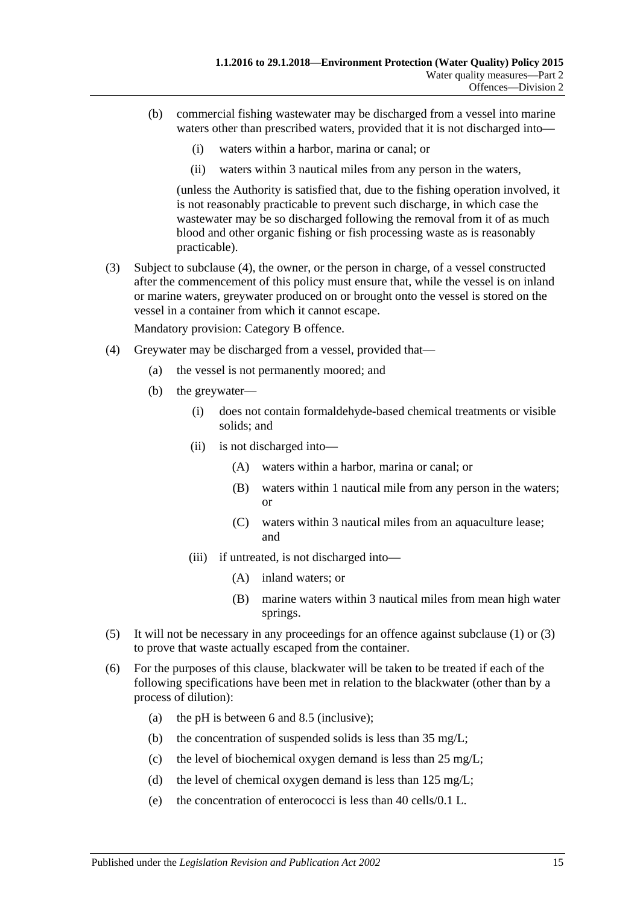(b) commercial fishing wastewater may be discharged from a vessel into marine waters other than prescribed waters, provided that it is not discharged into—

(i) waters within a harbor, marina or canal; or

(ii) waters within 3 nautical miles from any person in the waters,

(unless the Authority is satisfied that, due to the fishing operation involved, it is not reasonably practicable to prevent such discharge, in which case the wastewater may be so discharged following the removal from it of as much blood and other organic fishing or fish processing waste as is reasonably practicable).

(3) Subject to subclause (4), the owner, or the person in charge, of a vessel constructed after the commencement of this policy must ensure that, while the vessel is on inland or marine waters, greywater produced on or brought onto the vessel is stored on the vessel in a container from which it cannot escape.

Mandatory provision: Category B offence.

(4) Greywater may be discharged from a vessel, provided that—

(a) the vessel is not permanently moored; and

(b) the greywater—

(i) does not contain formaldehyde-based chemical treatments or visible solids; and

(ii) is not discharged into—

(A) waters within a harbor, marina or canal; or

(B) waters within 1 nautical mile from any person in the waters; or

(C) waters within 3 nautical miles from an aquaculture lease; and

(iii) if untreated, is not discharged into—

(A) inland waters; or

(B) marine waters within 3 nautical miles from mean high water springs.

(5) It will not be necessary in any proceedings for an offence against subclause (1) or (3) to prove that waste actually escaped from the container.

(6) For the purposes of this clause, blackwater will be taken to be treated if each of the following specifications have been met in relation to the blackwater (other than by a process of dilution):

(a) the pH is between 6 and 8.5 (inclusive);

(b) the concentration of suspended solids is less than 35 mg/L;

(c) the level of biochemical oxygen demand is less than 25 mg/L;

(d) the level of chemical oxygen demand is less than 125 mg/L;

(e) the concentration of enterococci is less than 40 cells/0.1 L.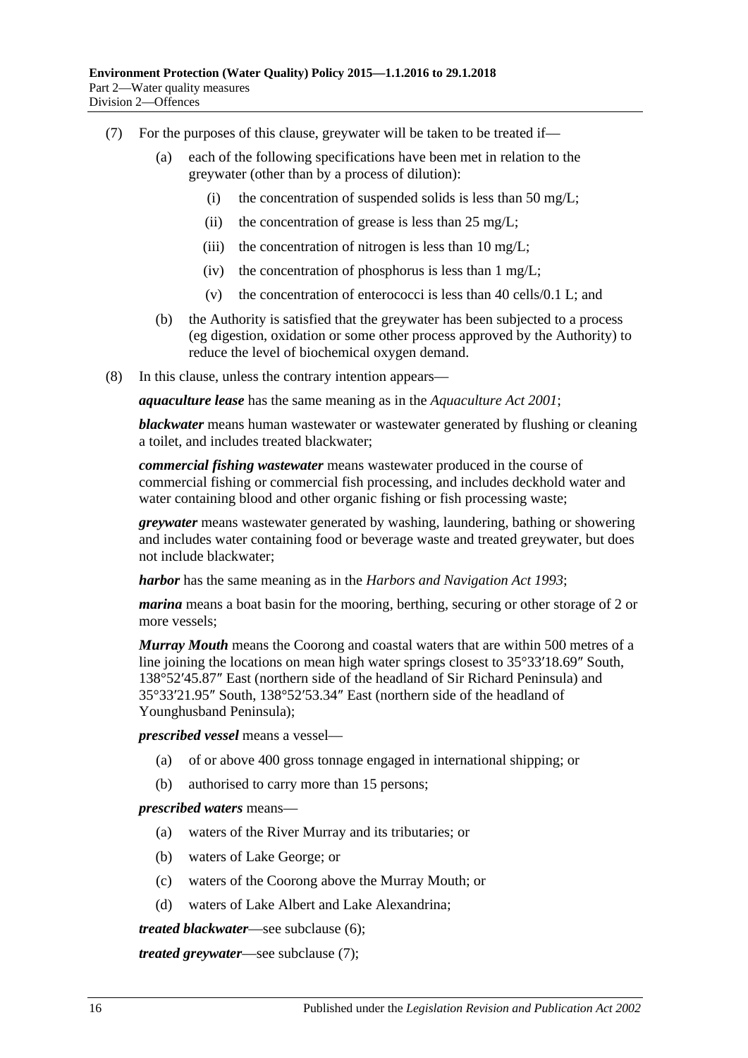(7) For the purposes of this clause, greywater will be taken to be treated if—

(a) each of the following specifications have been met in relation to the greywater (other than by a process of dilution):

(i) the concentration of suspended solids is less than 50 mg/L;

(ii) the concentration of grease is less than 25 mg/L;

(iii) the concentration of nitrogen is less than 10 mg/L;

(iv) the concentration of phosphorus is less than 1 mg/L;

(v) the concentration of enterococci is less than 40 cells/0.1 L; and

(b) the Authority is satisfied that the greywater has been subjected to a process (eg digestion, oxidation or some other process approved by the Authority) to reduce the level of biochemical oxygen demand.

(8) In this clause, unless the contrary intention appears—

***aquaculture lease*** has the same meaning as in the *Aquaculture Act 2001*;

***blackwater*** means human wastewater or wastewater generated by flushing or cleaning a toilet, and includes treated blackwater;

***commercial fishing wastewater*** means wastewater produced in the course of commercial fishing or commercial fish processing, and includes deckhold water and water containing blood and other organic fishing or fish processing waste;

***greywater*** means wastewater generated by washing, laundering, bathing or showering and includes water containing food or beverage waste and treated greywater, but does not include blackwater;

***harbor*** has the same meaning as in the *Harbors and Navigation Act 1993*;

***marina*** means a boat basin for the mooring, berthing, securing or other storage of 2 or more vessels;

***Murray Mouth*** means the Coorong and coastal waters that are within 500 metres of a line joining the locations on mean high water springs closest to 35°33′18.69″ South, 138°52′45.87″ East (northern side of the headland of Sir Richard Peninsula) and 35°33′21.95″ South, 138°52′53.34″ East (northern side of the headland of Younghusband Peninsula);

***prescribed vessel*** means a vessel—

(a) of or above 400 gross tonnage engaged in international shipping; or

(b) authorised to carry more than 15 persons;

***prescribed waters*** means—

(a) waters of the River Murray and its tributaries; or

(b) waters of Lake George; or

(c) waters of the Coorong above the Murray Mouth; or

(d) waters of Lake Albert and Lake Alexandrina;

***treated blackwater***—see subclause (6);

***treated greywater***—see subclause (7);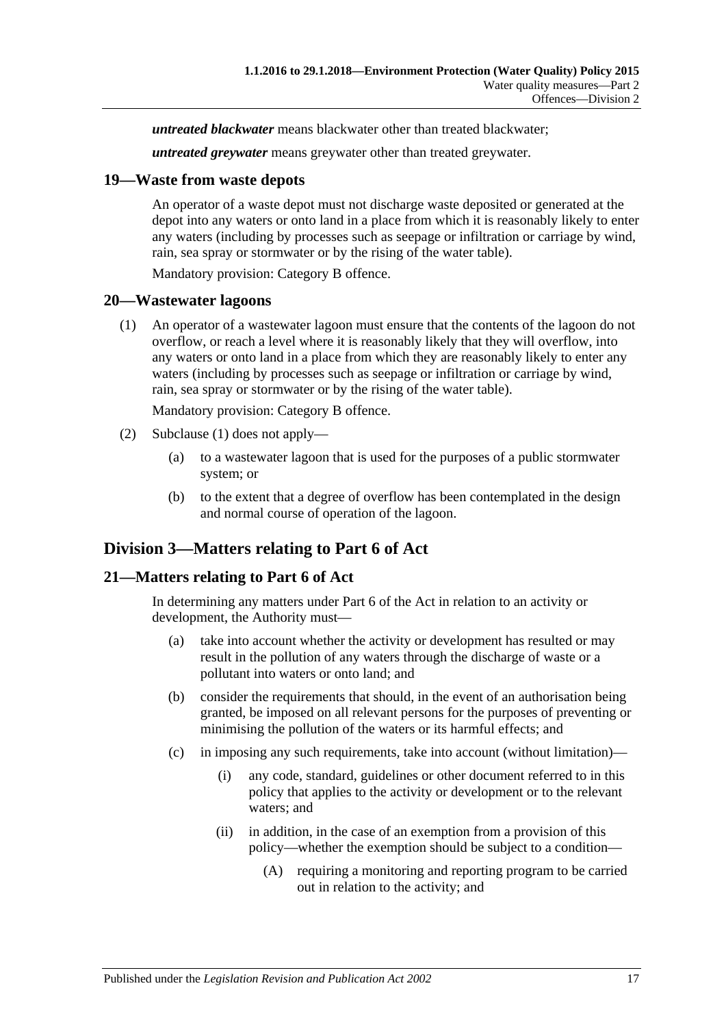***untreated blackwater*** means blackwater other than treated blackwater;

***untreated greywater*** means greywater other than treated greywater.

### 19—Waste from waste depots

An operator of a waste depot must not discharge waste deposited or generated at the depot into any waters or onto land in a place from which it is reasonably likely to enter any waters (including by processes such as seepage or infiltration or carriage by wind, rain, sea spray or stormwater or by the rising of the water table).

Mandatory provision: Category B offence.

### 20—Wastewater lagoons

(1) An operator of a wastewater lagoon must ensure that the contents of the lagoon do not overflow, or reach a level where it is reasonably likely that they will overflow, into any waters or onto land in a place from which they are reasonably likely to enter any waters (including by processes such as seepage or infiltration or carriage by wind, rain, sea spray or stormwater or by the rising of the water table).

Mandatory provision: Category B offence.

(2) Subclause (1) does not apply—

(a) to a wastewater lagoon that is used for the purposes of a public stormwater system; or

(b) to the extent that a degree of overflow has been contemplated in the design and normal course of operation of the lagoon.

## Division 3—Matters relating to Part 6 of Act

### 21—Matters relating to Part 6 of Act

In determining any matters under Part 6 of the Act in relation to an activity or development, the Authority must—

(a) take into account whether the activity or development has resulted or may result in the pollution of any waters through the discharge of waste or a pollutant into waters or onto land; and

(b) consider the requirements that should, in the event of an authorisation being granted, be imposed on all relevant persons for the purposes of preventing or minimising the pollution of the waters or its harmful effects; and

(c) in imposing any such requirements, take into account (without limitation)—

(i) any code, standard, guidelines or other document referred to in this policy that applies to the activity or development or to the relevant waters; and

(ii) in addition, in the case of an exemption from a provision of this policy—whether the exemption should be subject to a condition—

(A) requiring a monitoring and reporting program to be carried out in relation to the activity; and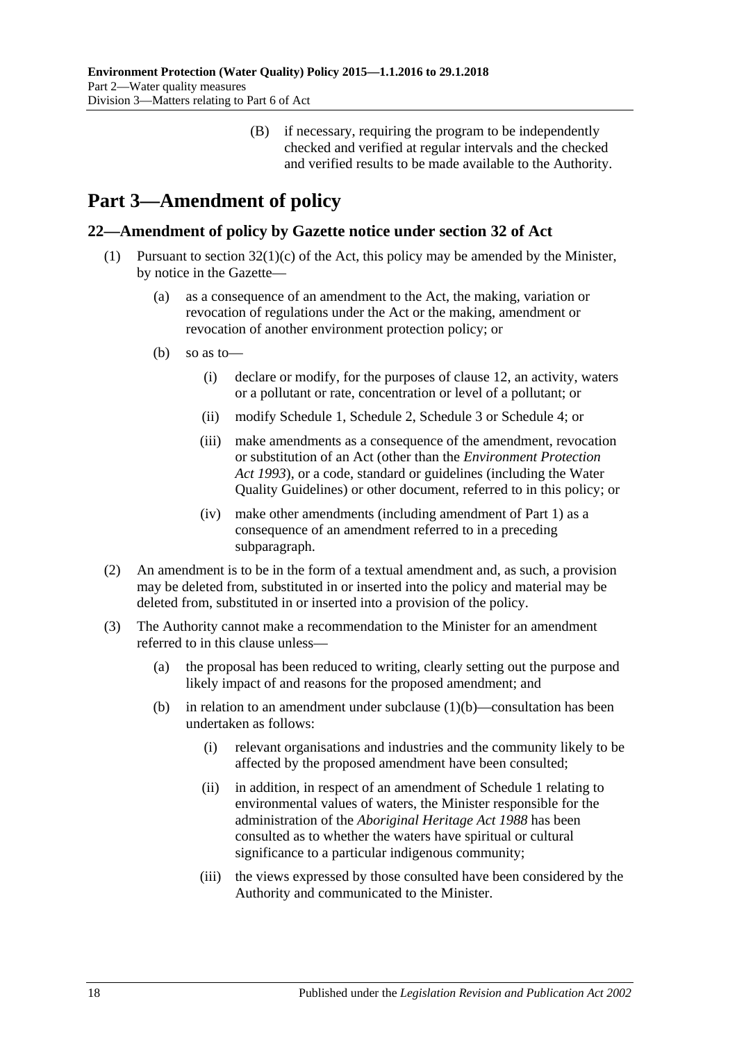(B) if necessary, requiring the program to be independently checked and verified at regular intervals and the checked and verified results to be made available to the Authority.

# Part 3—Amendment of policy

## 22—Amendment of policy by Gazette notice under section 32 of Act

(1) Pursuant to section 32(1)(c) of the Act, this policy may be amended by the Minister, by notice in the Gazette—

(a) as a consequence of an amendment to the Act, the making, variation or revocation of regulations under the Act or the making, amendment or revocation of another environment protection policy; or

(b) so as to—

(i) declare or modify, for the purposes of clause 12, an activity, waters or a pollutant or rate, concentration or level of a pollutant; or

(ii) modify Schedule 1, Schedule 2, Schedule 3 or Schedule 4; or

(iii) make amendments as a consequence of the amendment, revocation or substitution of an Act (other than the *Environment Protection Act 1993*), or a code, standard or guidelines (including the Water Quality Guidelines) or other document, referred to in this policy; or

(iv) make other amendments (including amendment of Part 1) as a consequence of an amendment referred to in a preceding subparagraph.

(2) An amendment is to be in the form of a textual amendment and, as such, a provision may be deleted from, substituted in or inserted into the policy and material may be deleted from, substituted in or inserted into a provision of the policy.

(3) The Authority cannot make a recommendation to the Minister for an amendment referred to in this clause unless—

(a) the proposal has been reduced to writing, clearly setting out the purpose and likely impact of and reasons for the proposed amendment; and

(b) in relation to an amendment under subclause (1)(b)—consultation has been undertaken as follows:

(i) relevant organisations and industries and the community likely to be affected by the proposed amendment have been consulted;

(ii) in addition, in respect of an amendment of Schedule 1 relating to environmental values of waters, the Minister responsible for the administration of the *Aboriginal Heritage Act 1988* has been consulted as to whether the waters have spiritual or cultural significance to a particular indigenous community;

(iii) the views expressed by those consulted have been considered by the Authority and communicated to the Minister.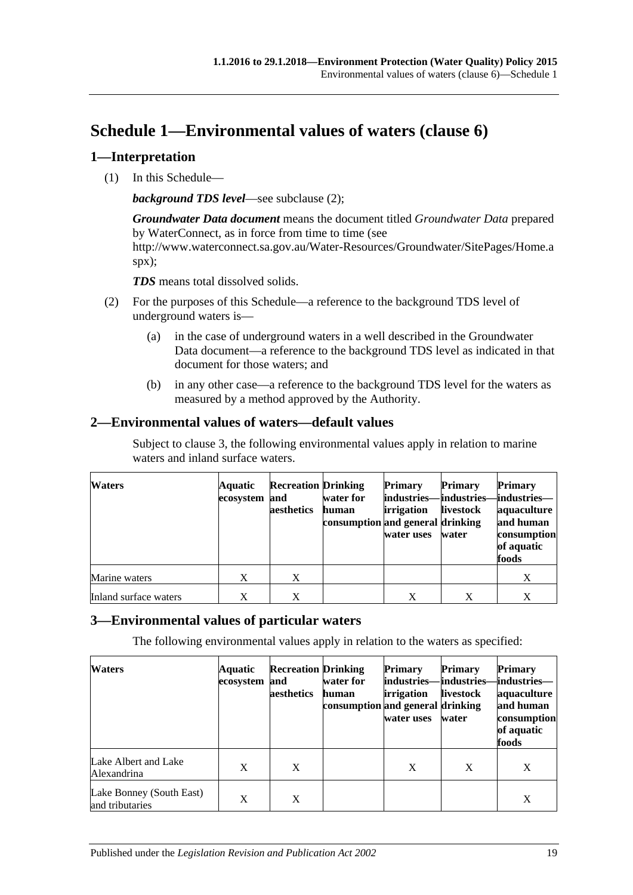# Schedule 1—Environmental values of waters (clause 6)

## 1—Interpretation

(1) In this Schedule—

***background TDS level***—see subclause (2);

***Groundwater Data document*** means the document titled *Groundwater Data* prepared by WaterConnect, as in force from time to time (see http://www.waterconnect.sa.gov.au/Water-Resources/Groundwater/SitePages/Home.aspx);

***TDS*** means total dissolved solids.

(2) For the purposes of this Schedule—a reference to the background TDS level of underground waters is—

(a) in the case of underground waters in a well described in the Groundwater Data document—a reference to the background TDS level as indicated in that document for those waters; and

(b) in any other case—a reference to the background TDS level for the waters as measured by a method approved by the Authority.

## 2—Environmental values of waters—default values

Subject to clause 3, the following environmental values apply in relation to marine waters and inland surface waters.

| Waters | Aquatic ecosystem | Recreation and aesthetics | Drinking water for human consumption | Primary industries—irrigation and general water uses | Primary industries—livestock drinking water | Primary industries—aquaculture and human consumption of aquatic foods |
|---|---|---|---|---|---|---|
| Marine waters | X | X | | | | X |
| Inland surface waters | X | X | | X | X | X |

## 3—Environmental values of particular waters

The following environmental values apply in relation to the waters as specified:

| Waters | Aquatic ecosystem | Recreation and aesthetics | Drinking water for human consumption | Primary industries—irrigation and general water uses | Primary industries—livestock drinking water | Primary industries—aquaculture and human consumption of aquatic foods |
|---|---|---|---|---|---|---|
| Lake Albert and Lake Alexandrina | X | X | | X | X | X |
| Lake Bonney (South East) and tributaries | X | X | | | | X |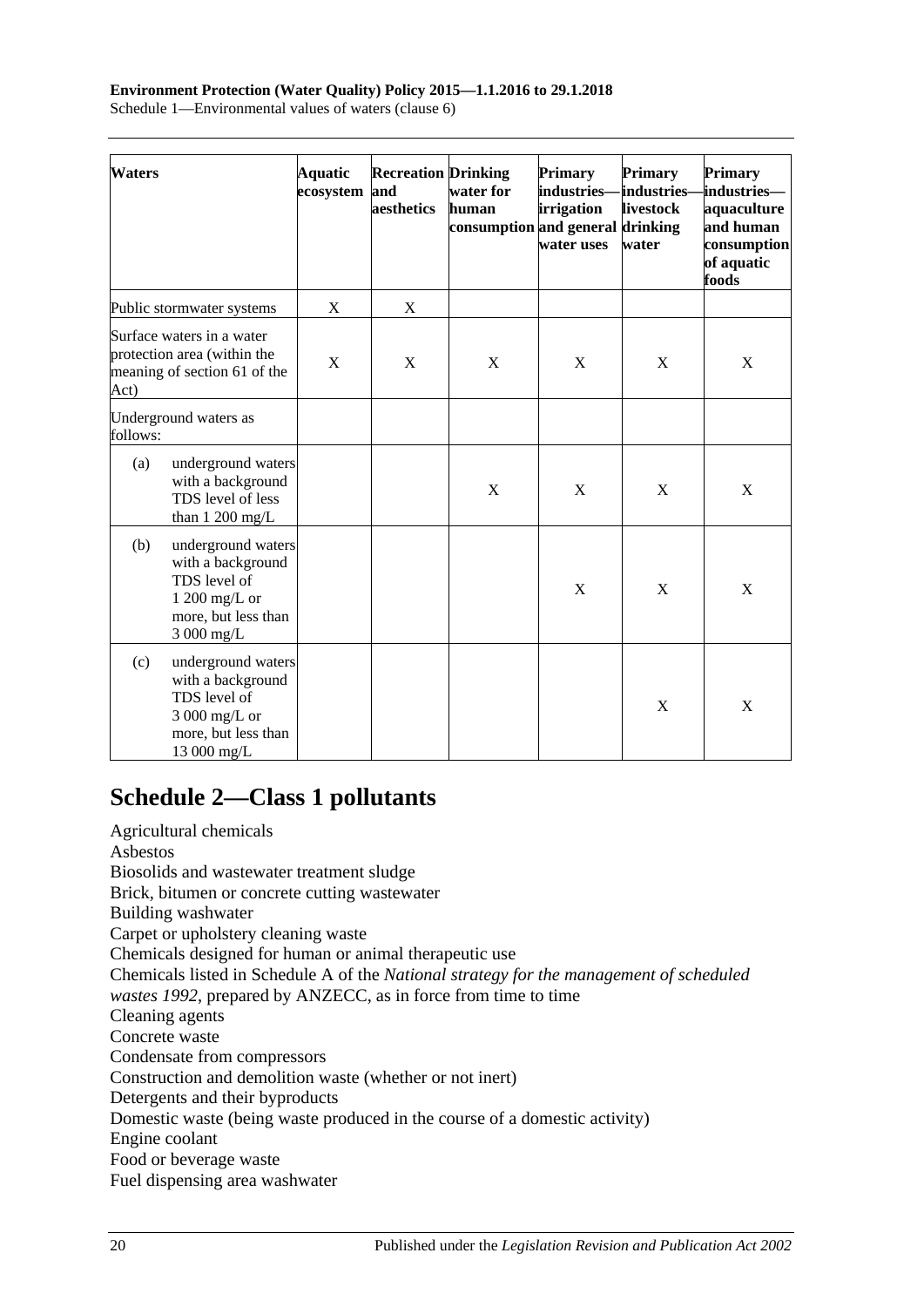| Waters | Aquatic ecosystem | Recreation and aesthetics | Drinking water for human consumption | Primary industries—irrigation and general water uses | Primary industries—livestock drinking water | Primary industries—aquaculture and human consumption of aquatic foods |
|---|---|---|---|---|---|---|
| Public stormwater systems | X | X | | | | |
| Surface waters in a water protection area (within the meaning of section 61 of the Act) | X | X | X | X | X | X |
| Underground waters as follows: | | | | | | |
| (a) underground waters with a background TDS level of less than 1 200 mg/L | | | X | X | X | X |
| (b) underground waters with a background TDS level of 1 200 mg/L or more, but less than 3 000 mg/L | | | | X | X | X |
| (c) underground waters with a background TDS level of 3 000 mg/L or more, but less than 13 000 mg/L | | | | | X | X |

## Schedule 2—Class 1 pollutants

Agricultural chemicals
Asbestos
Biosolids and wastewater treatment sludge
Brick, bitumen or concrete cutting wastewater
Building washwater
Carpet or upholstery cleaning waste
Chemicals designed for human or animal therapeutic use
Chemicals listed in Schedule A of the *National strategy for the management of scheduled wastes 1992*, prepared by ANZECC, as in force from time to time
Cleaning agents
Concrete waste
Condensate from compressors
Construction and demolition waste (whether or not inert)
Detergents and their byproducts
Domestic waste (being waste produced in the course of a domestic activity)
Engine coolant
Food or beverage waste
Fuel dispensing area washwater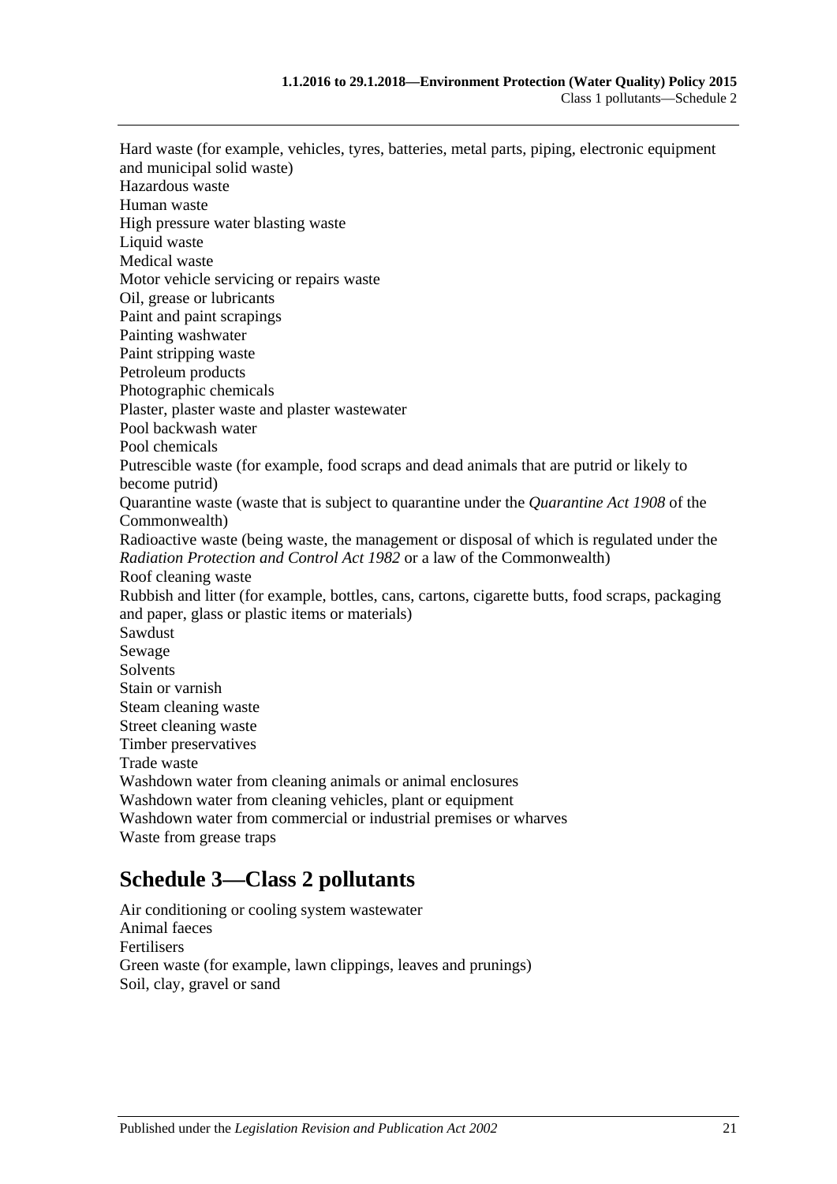Hard waste (for example, vehicles, tyres, batteries, metal parts, piping, electronic equipment and municipal solid waste)
Hazardous waste
Human waste
High pressure water blasting waste
Liquid waste
Medical waste
Motor vehicle servicing or repairs waste
Oil, grease or lubricants
Paint and paint scrapings
Painting washwater
Paint stripping waste
Petroleum products
Photographic chemicals
Plaster, plaster waste and plaster wastewater
Pool backwash water
Pool chemicals
Putrescible waste (for example, food scraps and dead animals that are putrid or likely to become putrid)
Quarantine waste (waste that is subject to quarantine under the *Quarantine Act 1908* of the Commonwealth)
Radioactive waste (being waste, the management or disposal of which is regulated under the *Radiation Protection and Control Act 1982* or a law of the Commonwealth)
Roof cleaning waste
Rubbish and litter (for example, bottles, cans, cartons, cigarette butts, food scraps, packaging and paper, glass or plastic items or materials)
Sawdust
Sewage
Solvents
Stain or varnish
Steam cleaning waste
Street cleaning waste
Timber preservatives
Trade waste
Washdown water from cleaning animals or animal enclosures
Washdown water from cleaning vehicles, plant or equipment
Washdown water from commercial or industrial premises or wharves
Waste from grease traps

## Schedule 3—Class 2 pollutants

Air conditioning or cooling system wastewater
Animal faeces
Fertilisers
Green waste (for example, lawn clippings, leaves and prunings)
Soil, clay, gravel or sand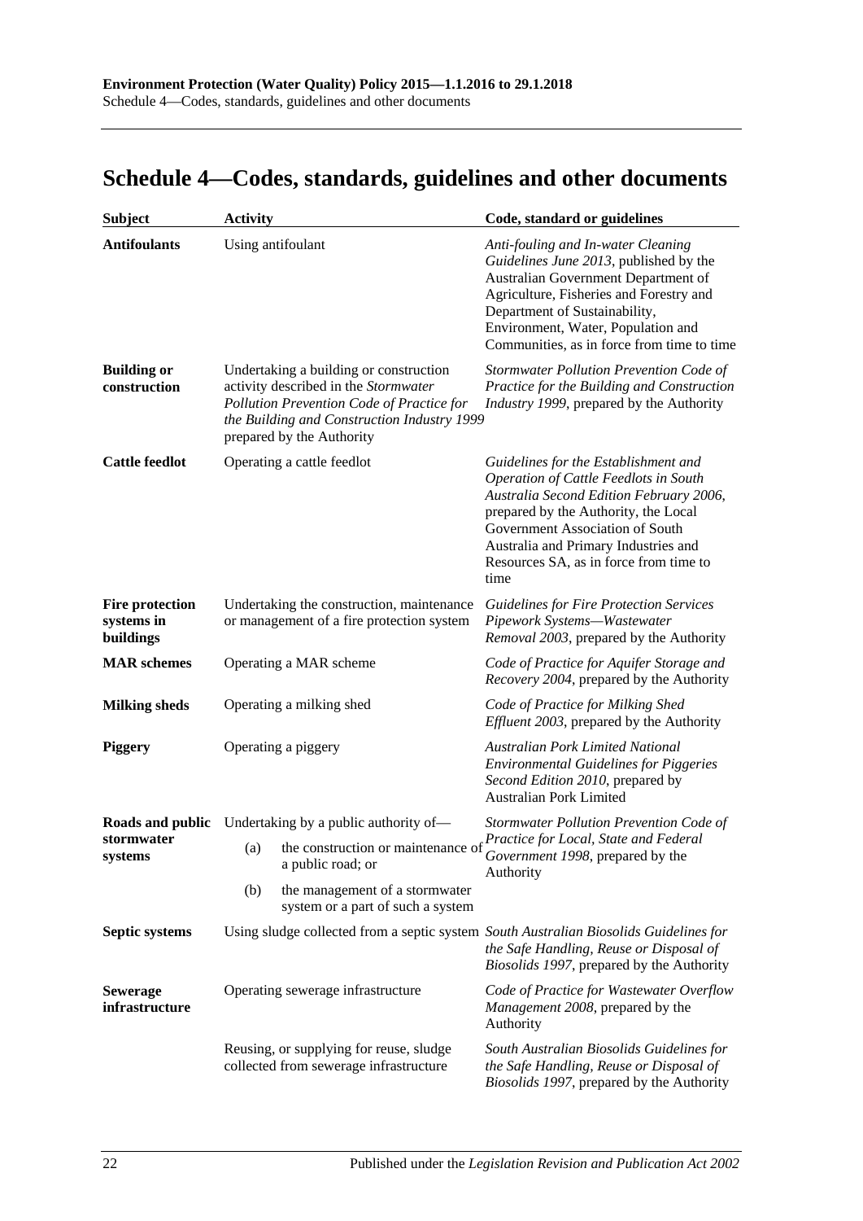## Schedule 4—Codes, standards, guidelines and other documents

| Subject | Activity | Code, standard or guidelines |
|---|---|---|
| **Antifoulants** | Using antifoulant | *Anti-fouling and In-water Cleaning Guidelines June 2013*, published by the Australian Government Department of Agriculture, Fisheries and Forestry and Department of Sustainability, Environment, Water, Population and Communities, as in force from time to time |
| **Building or construction** | Undertaking a building or construction activity described in the *Stormwater Pollution Prevention Code of Practice for the Building and Construction Industry 1999* prepared by the Authority | *Stormwater Pollution Prevention Code of Practice for the Building and Construction Industry 1999*, prepared by the Authority |
| **Cattle feedlot** | Operating a cattle feedlot | *Guidelines for the Establishment and Operation of Cattle Feedlots in South Australia Second Edition February 2006*, prepared by the Authority, the Local Government Association of South Australia and Primary Industries and Resources SA, as in force from time to time |
| **Fire protection systems in buildings** | Undertaking the construction, maintenance or management of a fire protection system | *Guidelines for Fire Protection Services Pipework Systems—Wastewater Removal 2003*, prepared by the Authority |
| **MAR schemes** | Operating a MAR scheme | *Code of Practice for Aquifer Storage and Recovery 2004*, prepared by the Authority |
| **Milking sheds** | Operating a milking shed | *Code of Practice for Milking Shed Effluent 2003*, prepared by the Authority |
| **Piggery** | Operating a piggery | *Australian Pork Limited National Environmental Guidelines for Piggeries Second Edition 2010*, prepared by Australian Pork Limited |
| **Roads and public stormwater systems** | Undertaking by a public authority of—<br>(a) the construction or maintenance of a public road; or<br>(b) the management of a stormwater system or a part of such a system | *Stormwater Pollution Prevention Code of Practice for Local, State and Federal Government 1998*, prepared by the Authority |
| **Septic systems** | Using sludge collected from a septic system | *South Australian Biosolids Guidelines for the Safe Handling, Reuse or Disposal of Biosolids 1997*, prepared by the Authority |
| **Sewerage infrastructure** | Operating sewerage infrastructure | *Code of Practice for Wastewater Overflow Management 2008*, prepared by the Authority |
| | Reusing, or supplying for reuse, sludge collected from sewerage infrastructure | *South Australian Biosolids Guidelines for the Safe Handling, Reuse or Disposal of Biosolids 1997*, prepared by the Authority |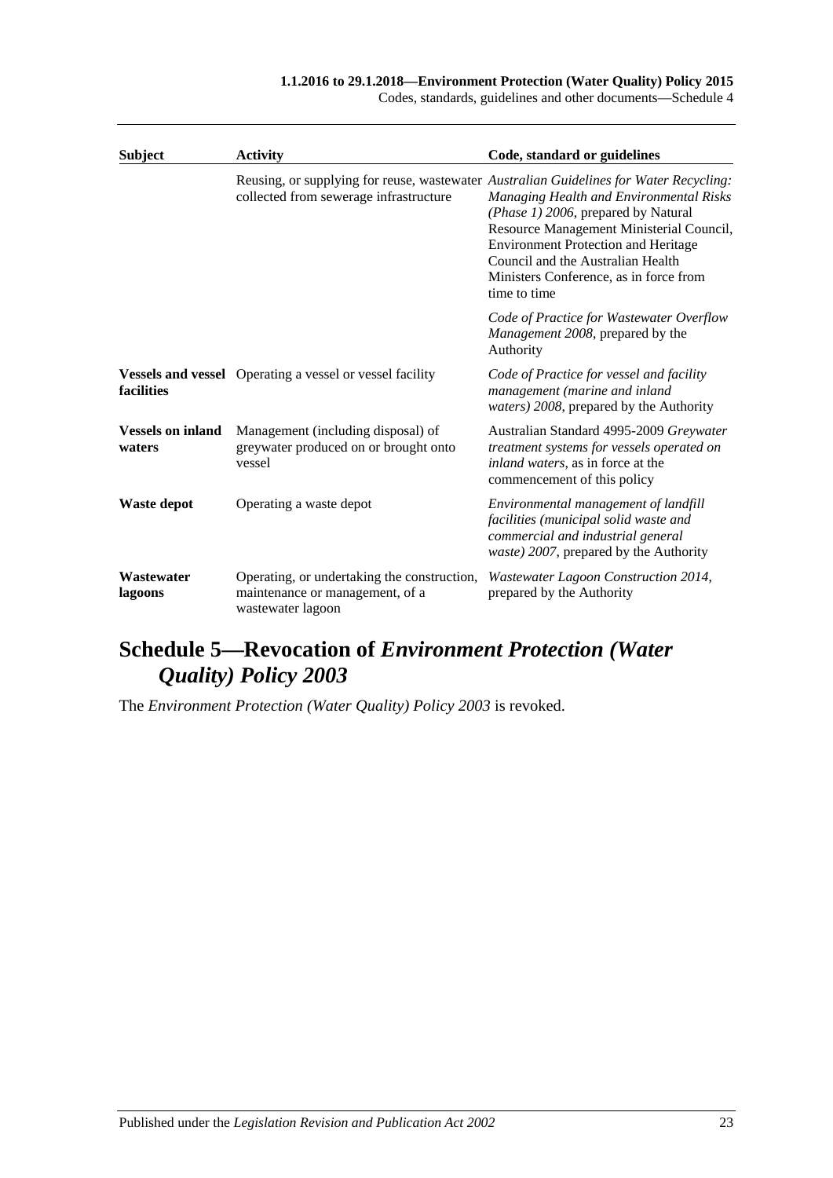| Subject | Activity | Code, standard or guidelines |
|---|---|---|
| | Reusing, or supplying for reuse, wastewater collected from sewerage infrastructure | *Australian Guidelines for Water Recycling: Managing Health and Environmental Risks (Phase 1) 2006*, prepared by Natural Resource Management Ministerial Council, Environment Protection and Heritage Council and the Australian Health Ministers Conference, as in force from time to time |
| | | *Code of Practice for Wastewater Overflow Management 2008*, prepared by the Authority |
| **Vessels and vessel facilities** | Operating a vessel or vessel facility | *Code of Practice for vessel and facility management (marine and inland waters) 2008*, prepared by the Authority |
| **Vessels on inland waters** | Management (including disposal) of greywater produced on or brought onto vessel | Australian Standard 4995-2009 *Greywater treatment systems for vessels operated on inland waters*, as in force at the commencement of this policy |
| **Waste depot** | Operating a waste depot | *Environmental management of landfill facilities (municipal solid waste and commercial and industrial general waste) 2007*, prepared by the Authority |
| **Wastewater lagoons** | Operating, or undertaking the construction, maintenance or management, of a wastewater lagoon | *Wastewater Lagoon Construction 2014*, prepared by the Authority |

## Schedule 5—Revocation of *Environment Protection (Water Quality) Policy 2003*

The *Environment Protection (Water Quality) Policy 2003* is revoked.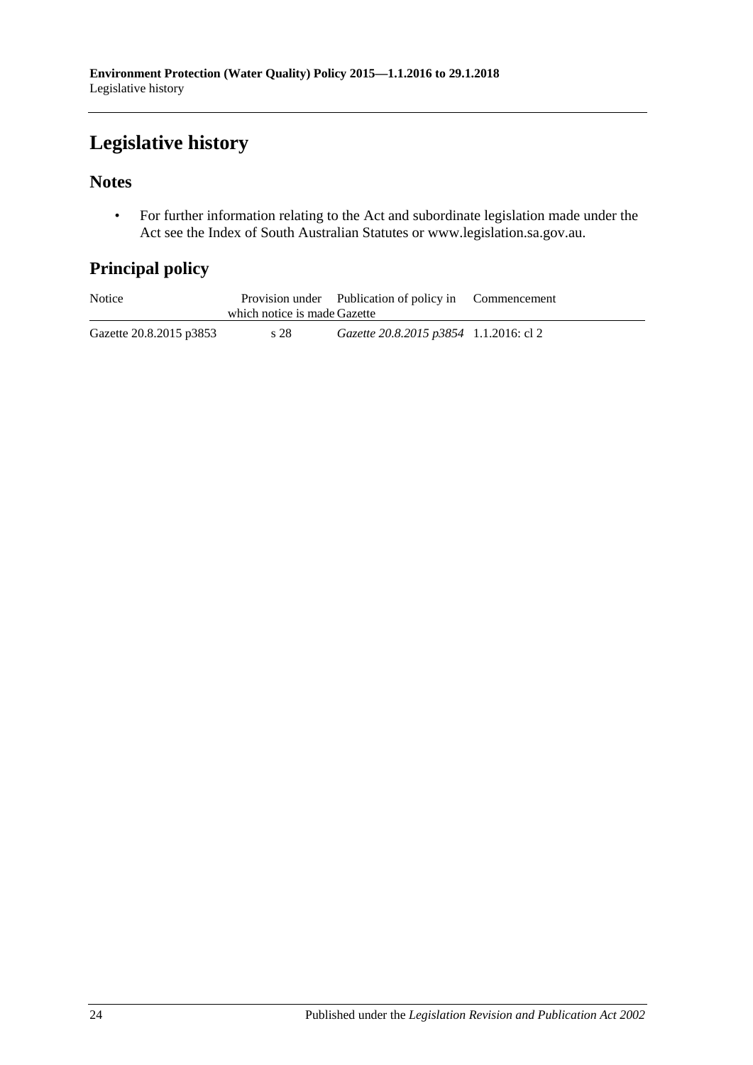# Legislative history

## Notes

- For further information relating to the Act and subordinate legislation made under the Act see the Index of South Australian Statutes or www.legislation.sa.gov.au.

## Principal policy

| Notice | Provision under which notice is made | Publication of policy in Gazette | Commencement |
|---|---|---|---|
| Gazette 20.8.2015 p3853 | s 28 | *Gazette 20.8.2015 p3854* | 1.1.2016: cl 2 |